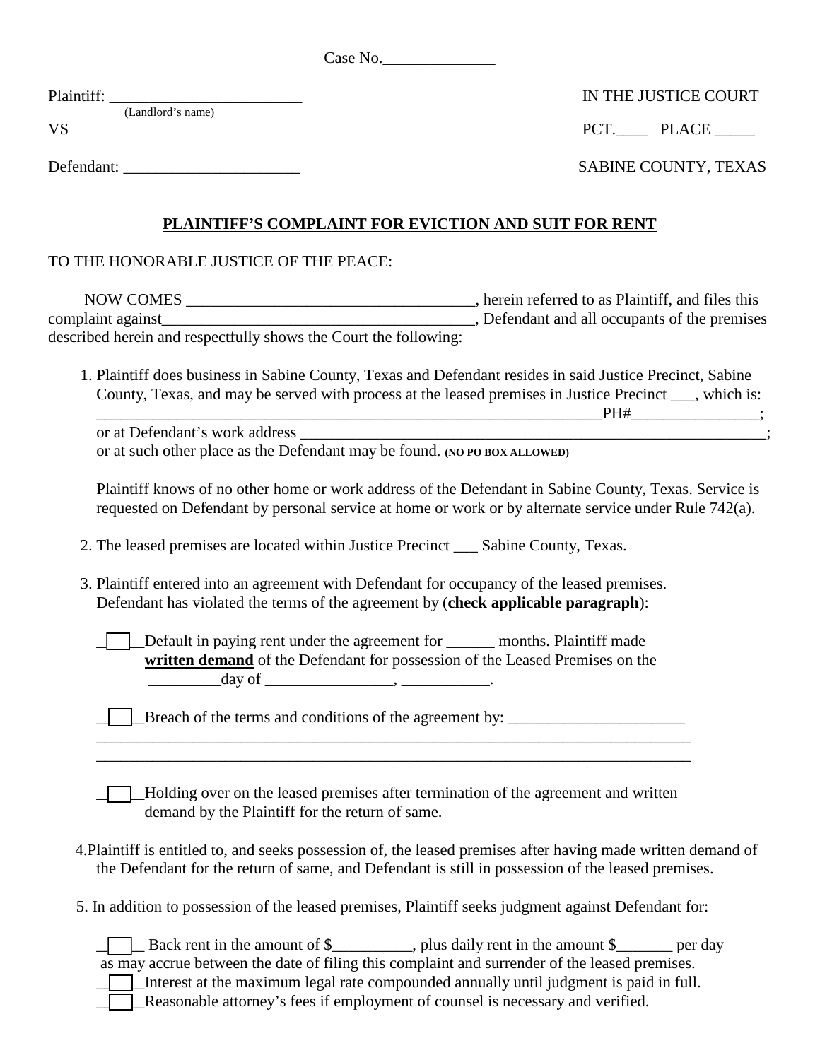Case No.______________

Plaintiff: ________________________ (Landlord's name)

VS

Defendant: ______________________

IN THE JUSTICE COURT

PCT.____ PLACE _____

SABINE COUNTY, TEXAS

## PLAINTIFF'S COMPLAINT FOR EVICTION AND SUIT FOR RENT

TO THE HONORABLE JUSTICE OF THE PEACE:

NOW COMES ____________________________________, herein referred to as Plaintiff, and files this complaint against_______________________________________, Defendant and all occupants of the premises described herein and respectfully shows the Court the following:

1. Plaintiff does business in Sabine County, Texas and Defendant resides in said Justice Precinct, Sabine County, Texas, and may be served with process at the leased premises in Justice Precinct ___, which is: _________________________________________________________________PH#________________; or at Defendant's work address ____________________________________________________________; or at such other place as the Defendant may be found. **(NO PO BOX ALLOWED)**

   Plaintiff knows of no other home or work address of the Defendant in Sabine County, Texas. Service is requested on Defendant by personal service at home or work or by alternate service under Rule 742(a).

2. The leased premises are located within Justice Precinct ___ Sabine County, Texas.

3. Plaintiff entered into an agreement with Defendant for occupancy of the leased premises. Defendant has violated the terms of the agreement by (**check applicable paragraph**):

   ☐ Default in paying rent under the agreement for ______ months. Plaintiff made **written demand** of the Defendant for possession of the Leased Premises on the _________day of ________________, ___________.

   ☐ Breach of the terms and conditions of the agreement by: ______________________ ____________________________________________________________________________ ____________________________________________________________________________

   ☐ Holding over on the leased premises after termination of the agreement and written demand by the Plaintiff for the return of same.

4. Plaintiff is entitled to, and seeks possession of, the leased premises after having made written demand of the Defendant for the return of same, and Defendant is still in possession of the leased premises.

5. In addition to possession of the leased premises, Plaintiff seeks judgment against Defendant for:

   ☐ Back rent in the amount of $__________, plus daily rent in the amount $_______ per day as may accrue between the date of filing this complaint and surrender of the leased premises.

   ☐ Interest at the maximum legal rate compounded annually until judgment is paid in full.

   ☐ Reasonable attorney's fees if employment of counsel is necessary and verified.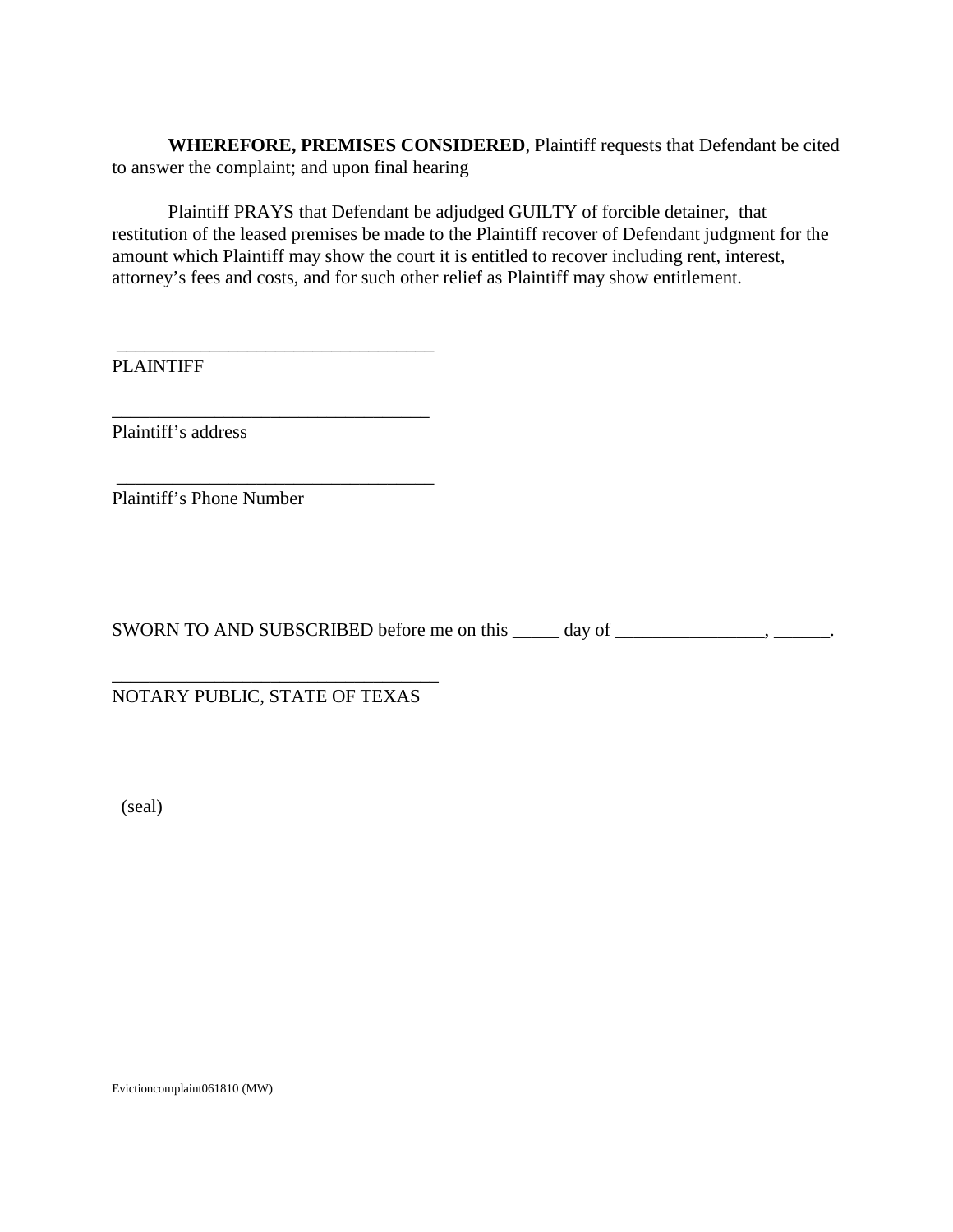**WHEREFORE, PREMISES CONSIDERED**, Plaintiff requests that Defendant be cited to answer the complaint; and upon final hearing

Plaintiff PRAYS that Defendant be adjudged GUILTY of forcible detainer, that restitution of the leased premises be made to the Plaintiff recover of Defendant judgment for the amount which Plaintiff may show the court it is entitled to recover including rent, interest, attorney's fees and costs, and for such other relief as Plaintiff may show entitlement.

___________________________________
PLAINTIFF

___________________________________
Plaintiff's address

___________________________________
Plaintiff's Phone Number

SWORN TO AND SUBSCRIBED before me on this _____ day of ________________, ______.

____________________________________
NOTARY PUBLIC, STATE OF TEXAS

(seal)

Evictioncomplaint061810 (MW)